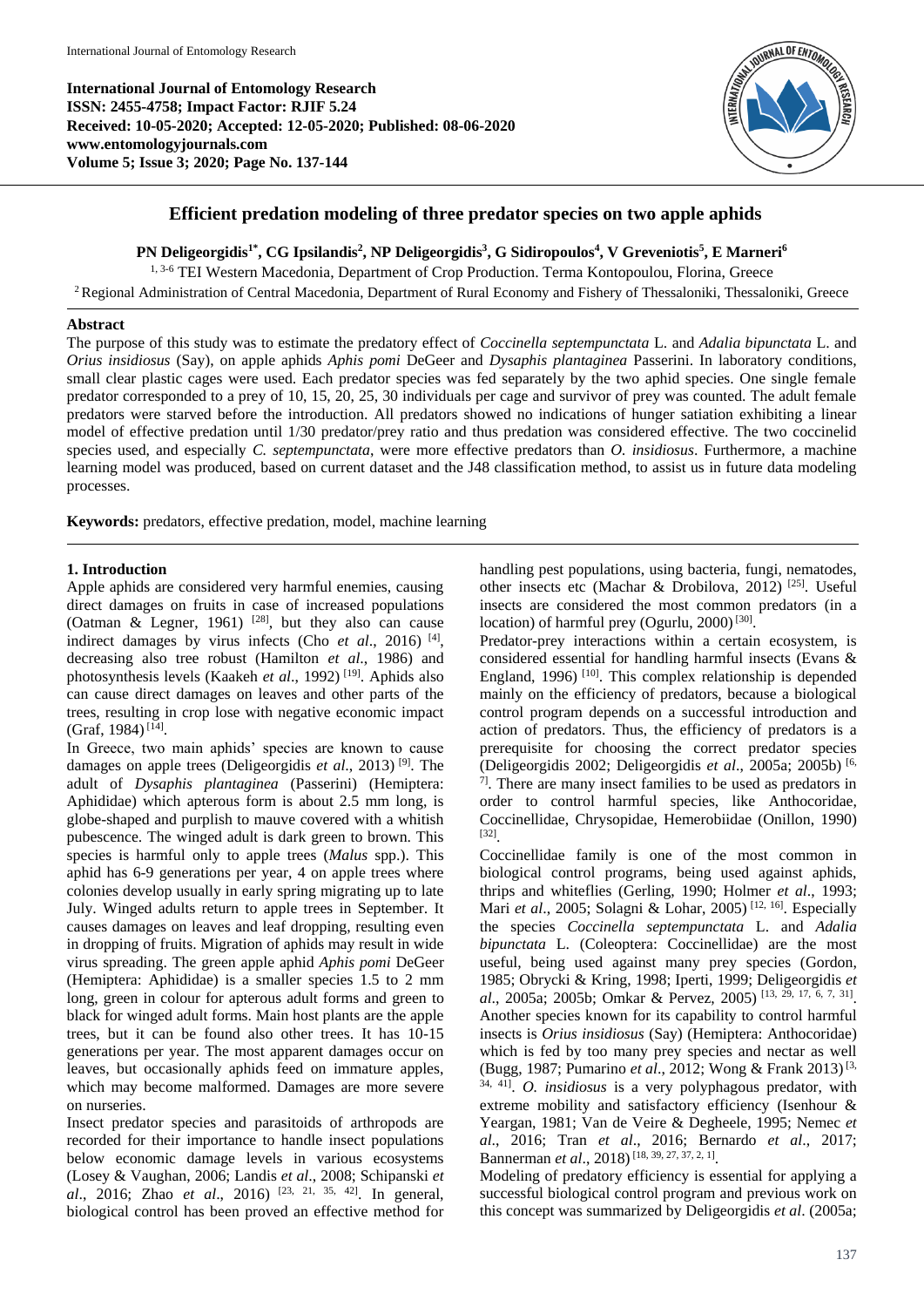**International Journal of Entomology Research**
**ISSN: 2455-4758; Impact Factor: RJIF 5.24**
**Received: 10-05-2020; Accepted: 12-05-2020; Published: 08-06-2020**
**www.entomologyjournals.com**
**Volume 5; Issue 3; 2020; Page No. 137-144**

# Efficient predation modeling of three predator species on two apple aphids

**PN Deligeorgidis[1*], CG Ipsilandis[2], NP Deligeorgidis[3], G Sidiropoulos[4], V Greveniotis[5], E Marneri[6]**

[1, 3-6] TEI Western Macedonia, Department of Crop Production. Terma Kontopoulou, Florina, Greece

[2] Regional Administration of Central Macedonia, Department of Rural Economy and Fishery of Thessaloniki, Thessaloniki, Greece

## Abstract

The purpose of this study was to estimate the predatory effect of *Coccinella septempunctata* L. and *Adalia bipunctata* L. and *Orius insidiosus* (Say), on apple aphids *Aphis pomi* DeGeer and *Dysaphis plantaginea* Passerini. In laboratory conditions, small clear plastic cages were used. Each predator species was fed separately by the two aphid species. One single female predator corresponded to a prey of 10, 15, 20, 25, 30 individuals per cage and survivor of prey was counted. The adult female predators were starved before the introduction. All predators showed no indications of hunger satiation exhibiting a linear model of effective predation until 1/30 predator/prey ratio and thus predation was considered effective. The two coccinelid species used, and especially *C. septempunctata*, were more effective predators than *O. insidiosus*. Furthermore, a machine learning model was produced, based on current dataset and the J48 classification method, to assist us in future data modeling processes.

**Keywords:** predators, effective predation, model, machine learning

## 1. Introduction

Apple aphids are considered very harmful enemies, causing direct damages on fruits in case of increased populations (Oatman & Legner, 1961) [28], but they also can cause indirect damages by virus infects (Cho *et al*., 2016) [4], decreasing also tree robust (Hamilton *et al*., 1986) and photosynthesis levels (Kaakeh *et al*., 1992) [19]. Aphids also can cause direct damages on leaves and other parts of the trees, resulting in crop lose with negative economic impact (Graf, 1984) [14].

In Greece, two main aphids' species are known to cause damages on apple trees (Deligeorgidis *et al*., 2013) [9]. The adult of *Dysaphis plantaginea* (Passerini) (Hemiptera: Aphididae) which apterous form is about 2.5 mm long, is globe-shaped and purplish to mauve covered with a whitish pubescence. The winged adult is dark green to brown. This species is harmful only to apple trees (*Malus* spp.). This aphid has 6-9 generations per year, 4 on apple trees where colonies develop usually in early spring migrating up to late July. Winged adults return to apple trees in September. It causes damages on leaves and leaf dropping, resulting even in dropping of fruits. Migration of aphids may result in wide virus spreading. The green apple aphid *Aphis pomi* DeGeer (Hemiptera: Aphididae) is a smaller species 1.5 to 2 mm long, green in colour for apterous adult forms and green to black for winged adult forms. Main host plants are the apple trees, but it can be found also other trees. It has 10-15 generations per year. The most apparent damages occur on leaves, but occasionally aphids feed on immature apples, which may become malformed. Damages are more severe on nurseries.

Insect predator species and parasitoids of arthropods are recorded for their importance to handle insect populations below economic damage levels in various ecosystems (Losey & Vaughan, 2006; Landis *et al*., 2008; Schipanski *et al*., 2016; Zhao *et al*., 2016) [23, 21, 35, 42]. In general, biological control has been proved an effective method for handling pest populations, using bacteria, fungi, nematodes, other insects etc (Machar & Drobilova, 2012) [25]. Useful insects are considered the most common predators (in a location) of harmful prey (Ogurlu, 2000) [30].

Predator-prey interactions within a certain ecosystem, is considered essential for handling harmful insects (Evans & England, 1996) [10]. This complex relationship is depended mainly on the efficiency of predators, because a biological control program depends on a successful introduction and action of predators. Thus, the efficiency of predators is a prerequisite for choosing the correct predator species (Deligeorgidis 2002; Deligeorgidis *et al*., 2005a; 2005b) [6, 7]. There are many insect families to be used as predators in order to control harmful species, like Anthocoridae, Coccinellidae, Chrysopidae, Hemerobiidae (Onillon, 1990) [32].

Coccinellidae family is one of the most common in biological control programs, being used against aphids, thrips and whiteflies (Gerling, 1990; Holmer *et al*., 1993; Mari *et al*., 2005; Solagni & Lohar, 2005) [12, 16]. Especially the species *Coccinella septempunctata* L. and *Adalia bipunctata* L. (Coleoptera: Coccinellidae) are the most useful, being used against many prey species (Gordon, 1985; Obrycki & Kring, 1998; Iperti, 1999; Deligeorgidis *et al*., 2005a; 2005b; Omkar & Pervez, 2005) [13, 29, 17, 6, 7, 31]. Another species known for its capability to control harmful insects is *Orius insidiosus* (Say) (Hemiptera: Anthocoridae) which is fed by too many prey species and nectar as well (Bugg, 1987; Pumarino *et al*., 2012; Wong & Frank 2013) [3, 34, 41]. *O. insidiosus* is a very polyphagous predator, with extreme mobility and satisfactory efficiency (Isenhour & Yeargan, 1981; Van de Veire & Degheele, 1995; Nemec *et al*., 2016; Tran *et al*., 2016; Bernardo *et al*., 2017; Bannerman *et al*., 2018) [18, 39, 27, 37, 2, 1].

Modeling of predatory efficiency is essential for applying a successful biological control program and previous work on this concept was summarized by Deligeorgidis *et al*. (2005a;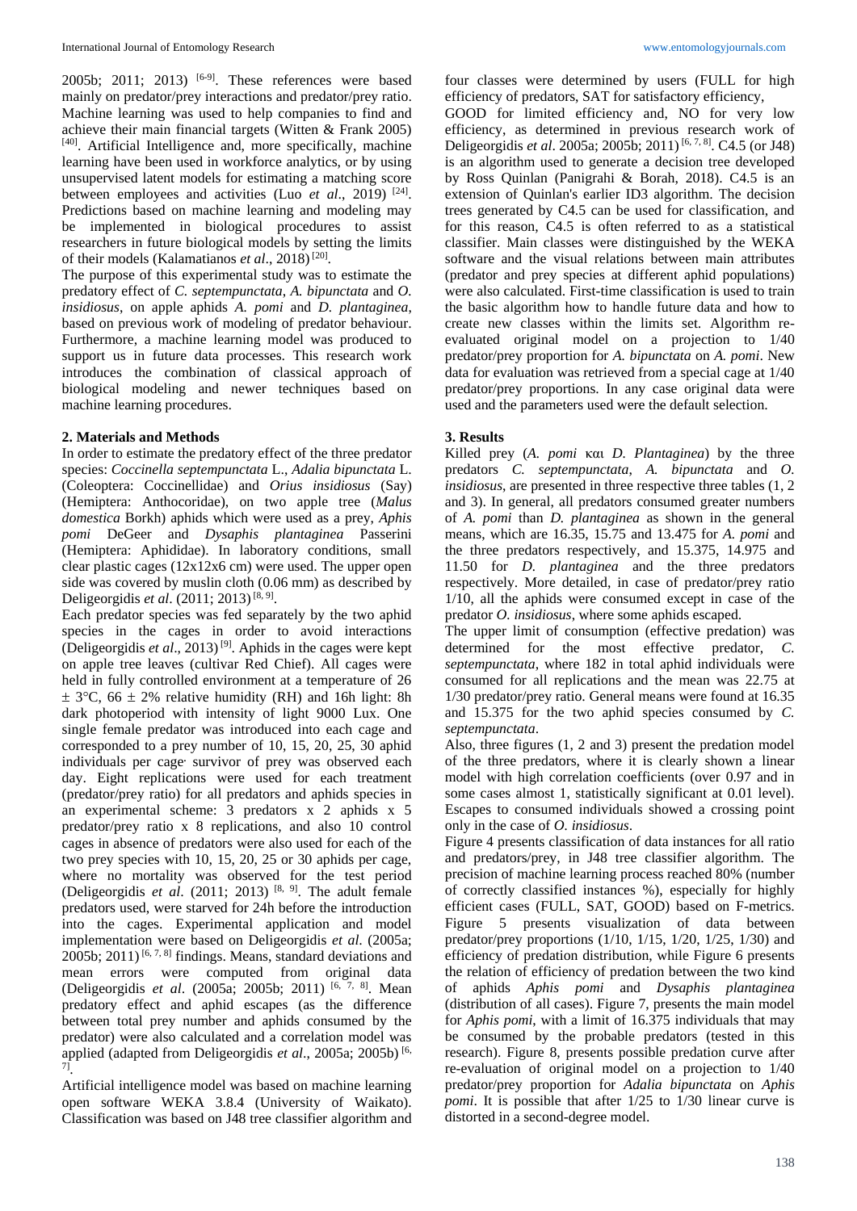2005b; 2011; 2013) [6-9]. These references were based mainly on predator/prey interactions and predator/prey ratio. Machine learning was used to help companies to find and achieve their main financial targets (Witten & Frank 2005) [40]. Artificial Intelligence and, more specifically, machine learning have been used in workforce analytics, or by using unsupervised latent models for estimating a matching score between employees and activities (Luo *et al*., 2019) [24]. Predictions based on machine learning and modeling may be implemented in biological procedures to assist researchers in future biological models by setting the limits of their models (Kalamatianos *et al*., 2018) [20].

The purpose of this experimental study was to estimate the predatory effect of *C. septempunctata*, *A. bipunctata* and *O. insidiosus*, on apple aphids *A. pomi* and *D. plantaginea*, based on previous work of modeling of predator behaviour. Furthermore, a machine learning model was produced to support us in future data processes. This research work introduces the combination of classical approach of biological modeling and newer techniques based on machine learning procedures.

## 2. Materials and Methods

In order to estimate the predatory effect of the three predator species: *Coccinella septempunctata* L., *Adalia bipunctata* L. (Coleoptera: Coccinellidae) and *Orius insidiosus* (Say) (Hemiptera: Anthocoridae), on two apple tree (*Malus domestica* Borkh) aphids which were used as a prey, *Aphis pomi* DeGeer and *Dysaphis plantaginea* Passerini (Hemiptera: Aphididae). In laboratory conditions, small clear plastic cages (12x12x6 cm) were used. The upper open side was covered by muslin cloth (0.06 mm) as described by Deligeorgidis *et al*. (2011; 2013) [8, 9].

Each predator species was fed separately by the two aphid species in the cages in order to avoid interactions (Deligeorgidis *et al*., 2013) [9]. Aphids in the cages were kept on apple tree leaves (cultivar Red Chief). All cages were held in fully controlled environment at a temperature of 26 ± 3°C, 66 ± 2% relative humidity (RH) and 16h light: 8h dark photoperiod with intensity of light 9000 Lux. One single female predator was introduced into each cage and corresponded to a prey number of 10, 15, 20, 25, 30 aphid individuals per cage· survivor of prey was observed each day. Eight replications were used for each treatment (predator/prey ratio) for all predators and aphids species in an experimental scheme: 3 predators x 2 aphids x 5 predator/prey ratio x 8 replications, and also 10 control cages in absence of predators were also used for each of the two prey species with 10, 15, 20, 25 or 30 aphids per cage, where no mortality was observed for the test period (Deligeorgidis *et al*. (2011; 2013) [8, 9]. The adult female predators used, were starved for 24h before the introduction into the cages. Experimental application and model implementation were based on Deligeorgidis *et al*. (2005a; 2005b; 2011) [6, 7, 8] findings. Means, standard deviations and mean errors were computed from original data (Deligeorgidis *et al*. (2005a; 2005b; 2011) [6, 7, 8]. Mean predatory effect and aphid escapes (as the difference between total prey number and aphids consumed by the predator) were also calculated and a correlation model was applied (adapted from Deligeorgidis *et al*., 2005a; 2005b) [6, 7].

Artificial intelligence model was based on machine learning open software WEKA 3.8.4 (University of Waikato). Classification was based on J48 tree classifier algorithm and four classes were determined by users (FULL for high efficiency of predators, SAT for satisfactory efficiency, GOOD for limited efficiency and, NO for very low efficiency, as determined in previous research work of Deligeorgidis *et al*. 2005a; 2005b; 2011) [6, 7, 8]. C4.5 (or J48) is an algorithm used to generate a decision tree developed by Ross Quinlan (Panigrahi & Borah, 2018). C4.5 is an extension of Quinlan's earlier ID3 algorithm. The decision trees generated by C4.5 can be used for classification, and for this reason, C4.5 is often referred to as a statistical classifier. Main classes were distinguished by the WEKA software and the visual relations between main attributes (predator and prey species at different aphid populations) were also calculated. First-time classification is used to train the basic algorithm how to handle future data and how to create new classes within the limits set. Algorithm re-evaluated original model on a projection to 1/40 predator/prey proportion for *A. bipunctata* on *A. pomi*. New data for evaluation was retrieved from a special cage at 1/40 predator/prey proportions. In any case original data were used and the parameters used were the default selection.

## 3. Results

Killed prey (*A. pomi* και *D. Plantaginea*) by the three predators *C. septempunctata*, *A. bipunctata* and *O. insidiosus*, are presented in three respective three tables (1, 2 and 3). In general, all predators consumed greater numbers of *A. pomi* than *D. plantaginea* as shown in the general means, which are 16.35, 15.75 and 13.475 for *A. pomi* and the three predators respectively, and 15.375, 14.975 and 11.50 for *D. plantaginea* and the three predators respectively. More detailed, in case of predator/prey ratio 1/10, all the aphids were consumed except in case of the predator *O. insidiosus*, where some aphids escaped.

The upper limit of consumption (effective predation) was determined for the most effective predator, *C. septempunctata*, where 182 in total aphid individuals were consumed for all replications and the mean was 22.75 at 1/30 predator/prey ratio. General means were found at 16.35 and 15.375 for the two aphid species consumed by *C. septempunctata*.

Also, three figures (1, 2 and 3) present the predation model of the three predators, where it is clearly shown a linear model with high correlation coefficients (over 0.97 and in some cases almost 1, statistically significant at 0.01 level). Escapes to consumed individuals showed a crossing point only in the case of *O. insidiosus*.

Figure 4 presents classification of data instances for all ratio and predators/prey, in J48 tree classifier algorithm. The precision of machine learning process reached 80% (number of correctly classified instances %), especially for highly efficient cases (FULL, SAT, GOOD) based on F-metrics. Figure 5 presents visualization of data between predator/prey proportions (1/10, 1/15, 1/20, 1/25, 1/30) and efficiency of predation distribution, while Figure 6 presents the relation of efficiency of predation between the two kind of aphids *Aphis pomi* and *Dysaphis plantaginea* (distribution of all cases). Figure 7, presents the main model for *Aphis pomi*, with a limit of 16.375 individuals that may be consumed by the probable predators (tested in this research). Figure 8, presents possible predation curve after re-evaluation of original model on a projection to 1/40 predator/prey proportion for *Adalia bipunctata* on *Aphis pomi*. It is possible that after 1/25 to 1/30 linear curve is distorted in a second-degree model.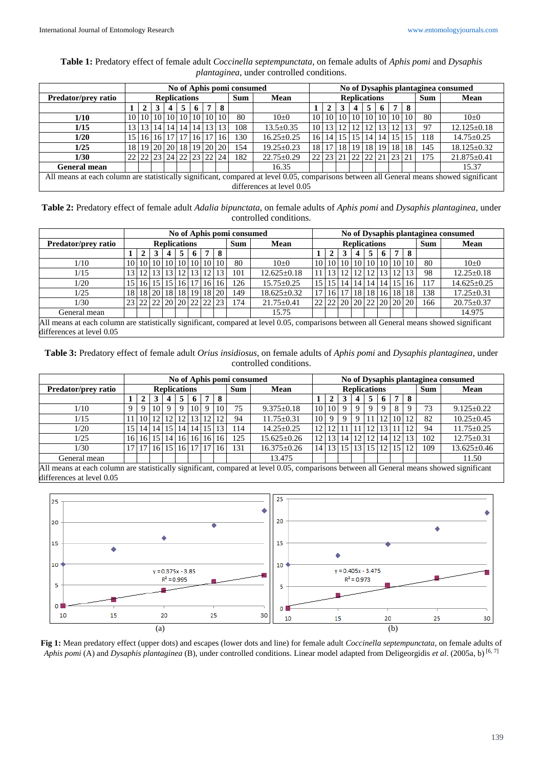**Table 1:** Predatory effect of female adult *Coccinella septempunctata*, on female adults of *Aphis pomi* and *Dysaphis plantaginea*, under controlled conditions.

| | No of Aphis pomi consumed | | | | | | | | | | No of Dysaphis plantaginea consumed | | | | | | | | | |
|---|---|---|---|---|---|---|---|---|---|---|---|---|---|---|---|---|---|---|---|---|
| **Predator/prey ratio** | **Replications** | | | | | | | | **Sum** | **Mean** | **Replications** | | | | | | | | **Sum** | **Mean** |
| | **1** | **2** | **3** | **4** | **5** | **6** | **7** | **8** | | | **1** | **2** | **3** | **4** | **5** | **6** | **7** | **8** | | |
| **1/10** | 10 | 10 | 10 | 10 | 10 | 10 | 10 | 10 | 80 | 10±0 | 10 | 10 | 10 | 10 | 10 | 10 | 10 | 10 | 80 | 10±0 |
| **1/15** | 13 | 13 | 14 | 14 | 14 | 14 | 13 | 13 | 108 | 13.5±0.35 | 10 | 13 | 12 | 12 | 12 | 13 | 12 | 13 | 97 | 12.125±0.18 |
| **1/20** | 15 | 16 | 16 | 17 | 17 | 16 | 17 | 16 | 130 | 16.25±0.25 | 16 | 14 | 15 | 15 | 14 | 14 | 15 | 15 | 118 | 14.75±0.25 |
| **1/25** | 18 | 19 | 20 | 20 | 18 | 19 | 20 | 20 | 154 | 19.25±0.23 | 18 | 17 | 18 | 19 | 18 | 19 | 18 | 18 | 145 | 18.125±0.32 |
| **1/30** | 22 | 22 | 23 | 24 | 22 | 23 | 22 | 24 | 182 | 22.75±0.29 | 22 | 23 | 21 | 22 | 22 | 21 | 23 | 21 | 175 | 21.875±0.41 |
| **General mean** | | | | | | | | | | 16.35 | | | | | | | | | | 15.37 |

All means at each column are statistically significant, compared at level 0.05, comparisons between all General means showed significant differences at level 0.05

**Table 2:** Predatory effect of female adult *Adalia bipunctata*, on female adults of *Aphis pomi* and *Dysaphis plantaginea*, under controlled conditions.

| | No of Aphis pomi consumed | | | | | | | | | | No of Dysaphis plantaginea consumed | | | | | | | | | |
|---|---|---|---|---|---|---|---|---|---|---|---|---|---|---|---|---|---|---|---|---|
| **Predator/prey ratio** | **Replications** | | | | | | | | **Sum** | **Mean** | **Replications** | | | | | | | | **Sum** | **Mean** |
| | **1** | **2** | **3** | **4** | **5** | **6** | **7** | **8** | | | **1** | **2** | **3** | **4** | **5** | **6** | **7** | **8** | | |
| 1/10 | 10 | 10 | 10 | 10 | 10 | 10 | 10 | 10 | 80 | 10±0 | 10 | 10 | 10 | 10 | 10 | 10 | 10 | 10 | 80 | 10±0 |
| 1/15 | 13 | 12 | 13 | 13 | 12 | 13 | 12 | 13 | 101 | 12.625±0.18 | 11 | 13 | 12 | 12 | 12 | 13 | 12 | 13 | 98 | 12.25±0.18 |
| 1/20 | 15 | 16 | 15 | 15 | 16 | 17 | 16 | 16 | 126 | 15.75±0.25 | 15 | 15 | 14 | 14 | 14 | 14 | 15 | 16 | 117 | 14.625±0.25 |
| 1/25 | 18 | 18 | 20 | 18 | 18 | 19 | 18 | 20 | 149 | 18.625±0.32 | 17 | 16 | 17 | 18 | 18 | 16 | 18 | 18 | 138 | 17.25±0.31 |
| 1/30 | 23 | 22 | 22 | 20 | 20 | 22 | 22 | 23 | 174 | 21.75±0.41 | 22 | 22 | 20 | 20 | 22 | 20 | 20 | 20 | 166 | 20.75±0.37 |
| General mean | | | | | | | | | | 15.75 | | | | | | | | | | 14.975 |

All means at each column are statistically significant, compared at level 0.05, comparisons between all General means showed significant differences at level 0.05

**Table 3:** Predatory effect of female adult *Orius insidiosus*, on female adults of *Aphis pomi* and *Dysaphis plantaginea*, under controlled conditions.

| | No of Aphis pomi consumed | | | | | | | | | | No of Dysaphis plantaginea consumed | | | | | | | | | |
|---|---|---|---|---|---|---|---|---|---|---|---|---|---|---|---|---|---|---|---|---|
| **Predator/prey ratio** | **Replications** | | | | | | | | **Sum** | **Mean** | **Replications** | | | | | | | | **Sum** | **Mean** |
| | **1** | **2** | **3** | **4** | **5** | **6** | **7** | **8** | | | **1** | **2** | **3** | **4** | **5** | **6** | **7** | **8** | | |
| 1/10 | 9 | 9 | 10 | 9 | 9 | 10 | 9 | 10 | 75 | 9.375±0.18 | 10 | 10 | 9 | 9 | 9 | 9 | 8 | 9 | 73 | 9.125±0.22 |
| 1/15 | 11 | 10 | 12 | 12 | 12 | 13 | 12 | 12 | 94 | 11.75±0.31 | 10 | 9 | 9 | 9 | 11 | 12 | 10 | 12 | 82 | 10.25±0.45 |
| 1/20 | 15 | 14 | 14 | 15 | 14 | 14 | 15 | 13 | 114 | 14.25±0.25 | 12 | 12 | 11 | 11 | 12 | 13 | 11 | 12 | 94 | 11.75±0.25 |
| 1/25 | 16 | 16 | 15 | 16 | 16 | 16 | 16 | 16 | 125 | 15.625±0.26 | 12 | 13 | 14 | 12 | 12 | 14 | 12 | 13 | 102 | 12.75±0.31 |
| 1/30 | 17 | 17 | 16 | 15 | 16 | 17 | 17 | 16 | 131 | 16.375±0.26 | 14 | 13 | 15 | 13 | 15 | 12 | 15 | 12 | 109 | 13.625±0.46 |
| General mean | | | | | | | | | | 13.475 | | | | | | | | | | 11.50 |

All means at each column are statistically significant, compared at level 0.05, comparisons between all General means showed significant differences at level 0.05

25
20
15
10
5
0
10 15 20 25 30
$y = 0.375x - 3.85$
$R^2 = 0.995$
(a)

25
20
15
10
5
0
10 15 20 25 30
$y = 0.405x - 3.475$
$R^2 = 0.973$
(b)

**Fig 1:** Mean predatory effect (upper dots) and escapes (lower dots and line) for female adult *Coccinella septempunctata*, on female adults of *Aphis pomi* (A) and *Dysaphis plantaginea* (B), under controlled conditions. Linear model adapted from Deligeorgidis *et al*. (2005a, b) [6, 7]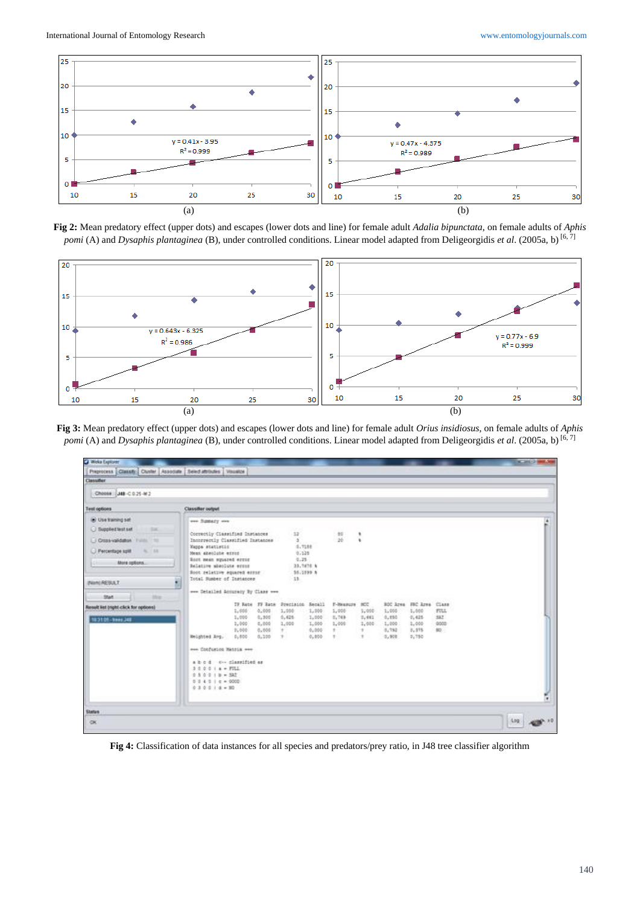25
20
15
10
5
0
10 15 20 25 30

y = 0.41x - 3.95
R² = 0.999

(a)

25
20
15
10
5
0
10 15 20 25 30

y = 0.47x - 4.375
R² = 0.989

(b)

**Fig 2:** Mean predatory effect (upper dots) and escapes (lower dots and line) for female adult *Adalia bipunctata*, on female adults of *Aphis pomi* (A) and *Dysaphis plantaginea* (B), under controlled conditions. Linear model adapted from Deligeorgidis *et al*. (2005a, b) [6, 7]

20
15
10
5
0
10 15 20 25 30

y = 0.643x - 6.325
R² = 0.986

(a)

20
15
10
5
0
10 15 20 25 30

y = 0.77x - 6.9
R² = 0.999

(b)

**Fig 3:** Mean predatory effect (upper dots) and escapes (lower dots and line) for female adult *Orius insidiosus*, on female adults of *Aphis pomi* (A) and *Dysaphis plantaginea* (B), under controlled conditions. Linear model adapted from Deligeorgidis *et al*. (2005a, b) [6, 7]

Weka Explorer

Preprocess | Classify | Cluster | Associate | Select attributes | Visualize

Classifier

Choose J48 -C 0.25 -M 2

Test options

Use training set
Supplied test set
Cross-validation Folds 10
Percentage split % 66
More options...

(Nom) RESULT

Start Stop

Result list (right-click for options)

18:21:05 - trees.J48

Classifier output

```
=== Summary ===

Correctly Classified Instances          12               80      %
Incorrectly Classified Instances         3               20      %
Kappa statistic                          0.7188
Mean absolute error                      0.125
Root mean squared error                  0.25
Relative absolute error                 33.7676 %
Root relative squared error             58.1899 %
Total Number of Instances               15

=== Detailed Accuracy By Class ===

               TP Rate  FP Rate  Precision  Recall  F-Measure  MCC    ROC Area  PRC Area  Class
               1,000    0,000    1,000      1,000   1,000      1,000  1,000     1,000     FULL
               1,000    0,300    0,625      1,000   0,769      0,661  0,850     0,625     SAT
               1,000    0,000    1,000      1,000   1,000      1,000  1,000     1,000     GOOD
               0,000    0,000    ?          0,000   ?          ?      0,792     0,375     NO
Weighted Avg.  0,800    0,100    ?          0,800   ?          ?      0,908     0,750

=== Confusion Matrix ===

 a b c d   <-- classified as
 3 0 0 0 | a = FULL
 0 5 0 0 | b = SAT
 0 0 4 0 | c = GOOD
 0 3 0 0 | d = NO
```

Status

OK

Log x 0

**Fig 4:** Classification of data instances for all species and predators/prey ratio, in J48 tree classifier algorithm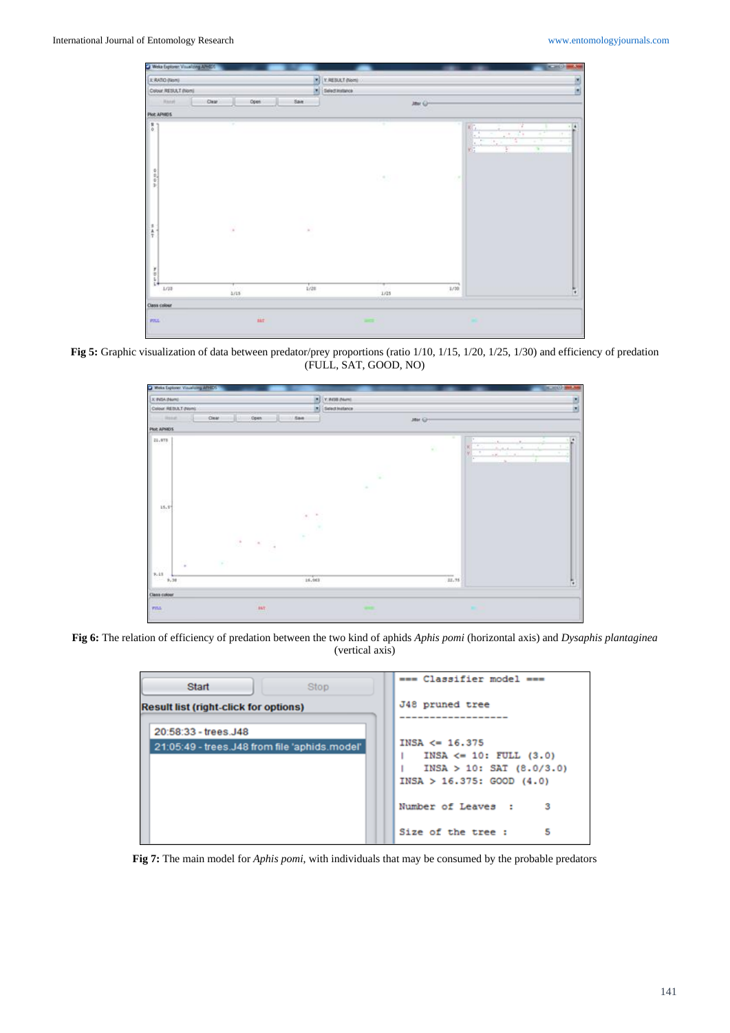X: RATIO (Nom)
Y: RESULT (Nom)
Colour: RESULT (Nom)
Select Instance
Reset Clear Open Save
Jitter
Plot: APHIDS
NO
GOOD
SAT
FULL
1/10
1/15
1/20
1/25
1/30
Class colour
FULL SAT GOOD NO

**Fig 5:** Graphic visualization of data between predator/prey proportions (ratio 1/10, 1/15, 1/20, 1/25, 1/30) and efficiency of predation (FULL, SAT, GOOD, NO)

X: INSA (Num)
Y: INSB (Num)
Colour: RESULT (Nom)
Select Instance
Reset Clear Open Save
Jitter
Plot: APHIDS
21.875
15.5
9.13
9.38
16.063
22.75
Class colour
FULL SAT GOOD NO

**Fig 6:** The relation of efficiency of predation between the two kind of aphids *Aphis pomi* (horizontal axis) and *Dysaphis plantaginea* (vertical axis)

Start Stop
Result list (right-click for options)
20:58:33 - trees.J48
21:05:49 - trees.J48 from file 'aphids.model'

```
=== Classifier model ===

J48 pruned tree
------------------

INSA <= 16.375
|   INSA <= 10: FULL (3.0)
|   INSA > 10: SAT (8.0/3.0)
INSA > 16.375: GOOD (4.0)

Number of Leaves  :     3

Size of the tree :      5
```

**Fig 7:** The main model for *Aphis pomi*, with individuals that may be consumed by the probable predators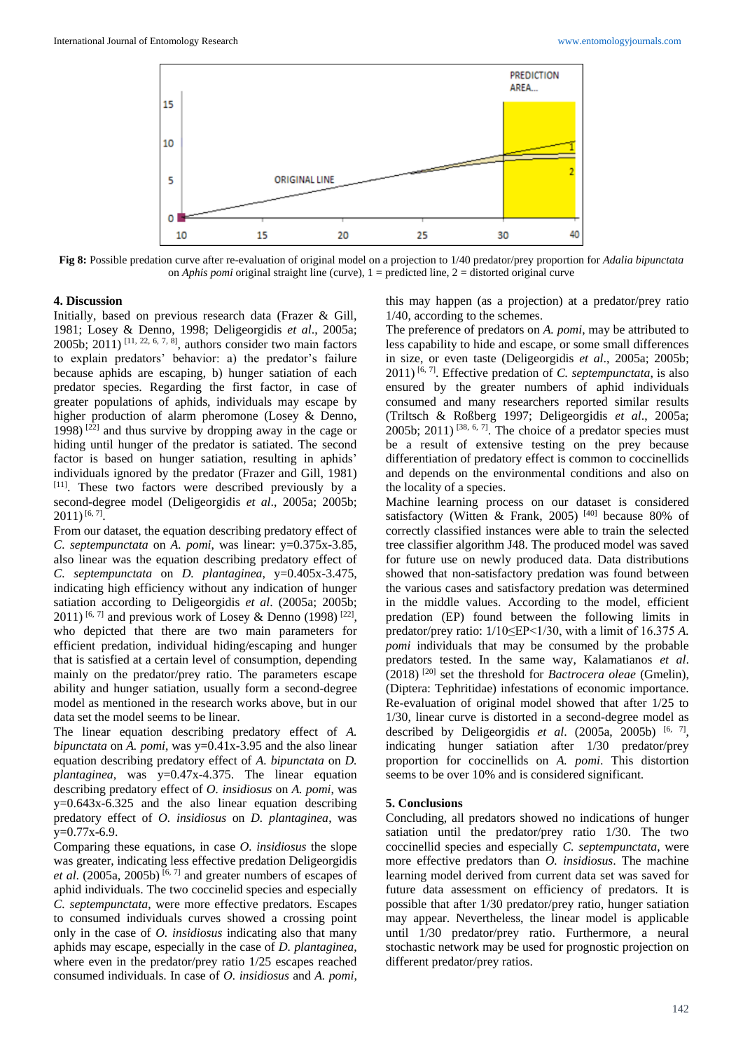PREDICTION AREA...

15

10

5

0

ORIGINAL LINE

1

2

10 15 20 25 30 40

**Fig 8:** Possible predation curve after re-evaluation of original model on a projection to 1/40 predator/prey proportion for *Adalia bipunctata* on *Aphis pomi* original straight line (curve), 1 = predicted line, 2 = distorted original curve

## 4. Discussion

Initially, based on previous research data (Frazer & Gill, 1981; Losey & Denno, 1998; Deligeorgidis *et al*., 2005a; 2005b; 2011) [11, 22, 6, 7, 8], authors consider two main factors to explain predators' behavior: a) the predator's failure because aphids are escaping, b) hunger satiation of each predator species. Regarding the first factor, in case of greater populations of aphids, individuals may escape by higher production of alarm pheromone (Losey & Denno, 1998) [22] and thus survive by dropping away in the cage or hiding until hunger of the predator is satiated. The second factor is based on hunger satiation, resulting in aphids' individuals ignored by the predator (Frazer and Gill, 1981) [11]. These two factors were described previously by a second-degree model (Deligeorgidis *et al*., 2005a; 2005b; 2011) [6, 7].

From our dataset, the equation describing predatory effect of *C. septempunctata* on *A. pomi*, was linear: y=0.375x-3.85, also linear was the equation describing predatory effect of *C. septempunctata* on *D. plantaginea*, y=0.405x-3.475, indicating high efficiency without any indication of hunger satiation according to Deligeorgidis *et al*. (2005a; 2005b; 2011) [6, 7] and previous work of Losey & Denno (1998) [22], who depicted that there are two main parameters for efficient predation, individual hiding/escaping and hunger that is satisfied at a certain level of consumption, depending mainly on the predator/prey ratio. The parameters escape ability and hunger satiation, usually form a second-degree model as mentioned in the research works above, but in our data set the model seems to be linear.

The linear equation describing predatory effect of *A. bipunctata* on *A. pomi*, was y=0.41x-3.95 and the also linear equation describing predatory effect of *A. bipunctata* on *D. plantaginea*, was y=0.47x-4.375. The linear equation describing predatory effect of *O. insidiosus* on *A. pomi*, was y=0.643x-6.325 and the also linear equation describing predatory effect of *O. insidiosus* on *D. plantaginea*, was y=0.77x-6.9.

Comparing these equations, in case *O. insidiosus* the slope was greater, indicating less effective predation Deligeorgidis *et al*. (2005a, 2005b) [6, 7] and greater numbers of escapes of aphid individuals. The two coccinelid species and especially *C. septempunctata*, were more effective predators. Escapes to consumed individuals curves showed a crossing point only in the case of *O. insidiosus* indicating also that many aphids may escape, especially in the case of *D. plantaginea*, where even in the predator/prey ratio 1/25 escapes reached consumed individuals. In case of *O. insidiosus* and *A. pomi*, this may happen (as a projection) at a predator/prey ratio 1/40, according to the schemes.

The preference of predators on *A. pomi*, may be attributed to less capability to hide and escape, or some small differences in size, or even taste (Deligeorgidis *et al*., 2005a; 2005b; 2011) [6, 7]. Effective predation of *C. septempunctata*, is also ensured by the greater numbers of aphid individuals consumed and many researchers reported similar results (Triltsch & Roßberg 1997; Deligeorgidis *et al*., 2005a; 2005b; 2011) [38, 6, 7]. The choice of a predator species must be a result of extensive testing on the prey because differentiation of predatory effect is common to coccinellids and depends on the environmental conditions and also on the locality of a species.

Machine learning process on our dataset is considered satisfactory (Witten & Frank, 2005) [40] because 80% of correctly classified instances were able to train the selected tree classifier algorithm J48. The produced model was saved for future use on newly produced data. Data distributions showed that non-satisfactory predation was found between the various cases and satisfactory predation was determined in the middle values. According to the model, efficient predation (EP) found between the following limits in predator/prey ratio: 1/10≤EP<1/30, with a limit of 16.375 *A. pomi* individuals that may be consumed by the probable predators tested. In the same way, Kalamatianos *et al*. (2018) [20] set the threshold for *Bactrocera oleae* (Gmelin), (Diptera: Tephritidae) infestations of economic importance. Re-evaluation of original model showed that after 1/25 to 1/30, linear curve is distorted in a second-degree model as described by Deligeorgidis *et al*. (2005a, 2005b) [6, 7], indicating hunger satiation after 1/30 predator/prey proportion for coccinellids on *A. pomi*. This distortion seems to be over 10% and is considered significant.

## 5. Conclusions

Concluding, all predators showed no indications of hunger satiation until the predator/prey ratio 1/30. The two coccinellid species and especially *C. septempunctata*, were more effective predators than *O. insidiosus*. The machine learning model derived from current data set was saved for future data assessment on efficiency of predators. It is possible that after 1/30 predator/prey ratio, hunger satiation may appear. Nevertheless, the linear model is applicable until 1/30 predator/prey ratio. Furthermore, a neural stochastic network may be used for prognostic projection on different predator/prey ratios.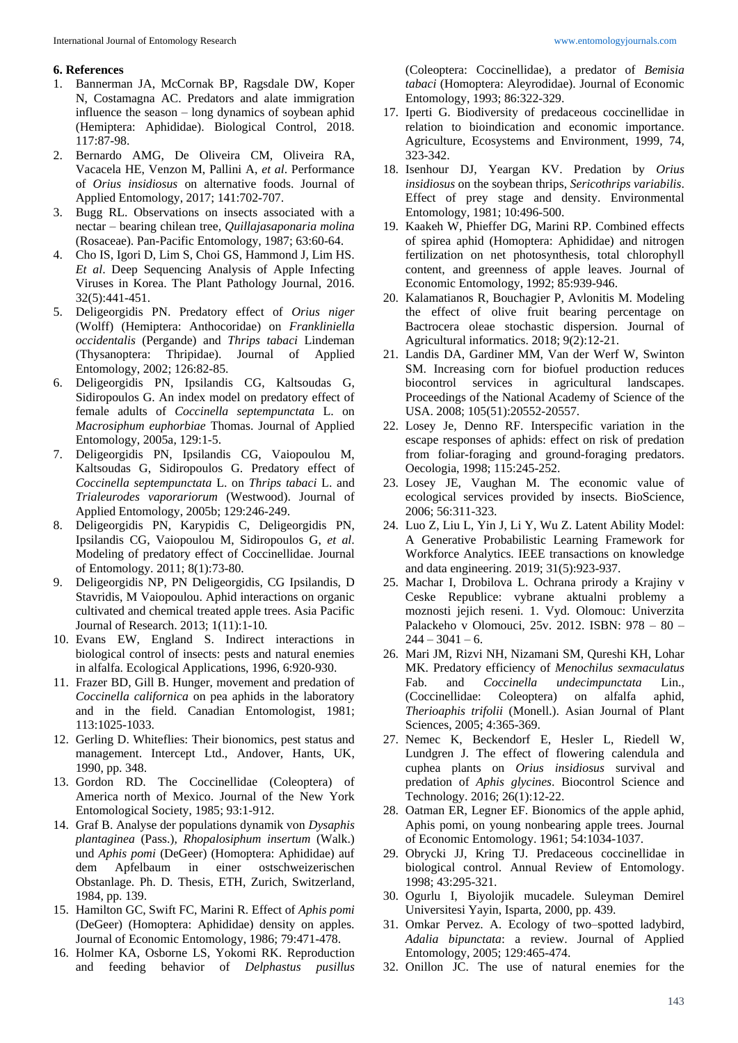### 6. References

1. Bannerman JA, McCornak BP, Ragsdale DW, Koper N, Costamagna AC. Predators and alate immigration influence the season – long dynamics of soybean aphid (Hemiptera: Aphididae). Biological Control, 2018. 117:87-98.
2. Bernardo AMG, De Oliveira CM, Oliveira RA, Vacacela HE, Venzon M, Pallini A, *et al*. Performance of *Orius insidiosus* on alternative foods. Journal of Applied Entomology, 2017; 141:702-707.
3. Bugg RL. Observations on insects associated with a nectar – bearing chilean tree, *Quillajasaponaria molina* (Rosaceae). Pan-Pacific Entomology, 1987; 63:60-64.
4. Cho IS, Igori D, Lim S, Choi GS, Hammond J, Lim HS. *Et al*. Deep Sequencing Analysis of Apple Infecting Viruses in Korea. The Plant Pathology Journal, 2016. 32(5):441-451.
5. Deligeorgidis PN. Predatory effect of *Orius niger* (Wolff) (Hemiptera: Anthocoridae) on *Frankliniella occidentalis* (Pergande) and *Thrips tabaci* Lindeman (Thysanoptera: Thripidae). Journal of Applied Entomology, 2002; 126:82-85.
6. Deligeorgidis PN, Ipsilandis CG, Kaltsoudas G, Sidiropoulos G. An index model on predatory effect of female adults of *Coccinella septempunctata* L. on *Macrosiphum euphorbiae* Thomas. Journal of Applied Entomology, 2005a, 129:1-5.
7. Deligeorgidis PN, Ipsilandis CG, Vaiopoulou M, Kaltsoudas G, Sidiropoulos G. Predatory effect of *Coccinella septempunctata* L. on *Thrips tabaci* L. and *Trialeurodes vaporariorum* (Westwood). Journal of Applied Entomology, 2005b; 129:246-249.
8. Deligeorgidis PN, Karypidis C, Deligeorgidis PN, Ipsilandis CG, Vaiopoulou M, Sidiropoulos G, *et al*. Modeling of predatory effect of Coccinellidae. Journal of Entomology. 2011; 8(1):73-80.
9. Deligeorgidis NP, PN Deligeorgidis, CG Ipsilandis, D Stavridis, M Vaiopoulou. Aphid interactions on organic cultivated and chemical treated apple trees. Asia Pacific Journal of Research. 2013; 1(11):1-10.
10. Evans EW, England S. Indirect interactions in biological control of insects: pests and natural enemies in alfalfa. Ecological Applications, 1996, 6:920-930.
11. Frazer BD, Gill B. Hunger, movement and predation of *Coccinella californica* on pea aphids in the laboratory and in the field. Canadian Entomologist, 1981; 113:1025-1033.
12. Gerling D. Whiteflies: Their bionomics, pest status and management. Intercept Ltd., Andover, Hants, UK, 1990, pp. 348.
13. Gordon RD. The Coccinellidae (Coleoptera) of America north of Mexico. Journal of the New York Entomological Society, 1985; 93:1-912.
14. Graf B. Analyse der populations dynamik von *Dysaphis plantaginea* (Pass.), *Rhopalosiphum insertum* (Walk.) und *Aphis pomi* (DeGeer) (Homoptera: Aphididae) auf dem Apfelbaum in einer ostschweizerischen Obstanlage. Ph. D. Thesis, ETH, Zurich, Switzerland, 1984, pp. 139.
15. Hamilton GC, Swift FC, Marini R. Effect of *Aphis pomi* (DeGeer) (Homoptera: Aphididae) density on apples. Journal of Economic Entomology, 1986; 79:471-478.
16. Holmer KA, Osborne LS, Yokomi RK. Reproduction and feeding behavior of *Delphastus pusillus* (Coleoptera: Coccinellidae), a predator of *Bemisia tabaci* (Homoptera: Aleyrodidae). Journal of Economic Entomology, 1993; 86:322-329.
17. Iperti G. Biodiversity of predaceous coccinellidae in relation to bioindication and economic importance. Agriculture, Ecosystems and Environment, 1999, 74, 323-342.
18. Isenhour DJ, Yeargan KV. Predation by *Orius insidiosus* on the soybean thrips, *Sericothrips variabilis*. Effect of prey stage and density. Environmental Entomology, 1981; 10:496-500.
19. Kaakeh W, Phieffer DG, Marini RP. Combined effects of spirea aphid (Homoptera: Aphididae) and nitrogen fertilization on net photosynthesis, total chlorophyll content, and greenness of apple leaves. Journal of Economic Entomology, 1992; 85:939-946.
20. Kalamatianos R, Bouchagier P, Avlonitis M. Modeling the effect of olive fruit bearing percentage on Bactrocera oleae stochastic dispersion. Journal of Agricultural informatics. 2018; 9(2):12-21.
21. Landis DA, Gardiner MM, Van der Werf W, Swinton SM. Increasing corn for biofuel production reduces biocontrol services in agricultural landscapes. Proceedings of the National Academy of Science of the USA. 2008; 105(51):20552-20557.
22. Losey Je, Denno RF. Interspecific variation in the escape responses of aphids: effect on risk of predation from foliar-foraging and ground-foraging predators. Oecologia, 1998; 115:245-252.
23. Losey JE, Vaughan M. The economic value of ecological services provided by insects. BioScience, 2006; 56:311-323.
24. Luo Z, Liu L, Yin J, Li Y, Wu Z. Latent Ability Model: A Generative Probabilistic Learning Framework for Workforce Analytics. IEEE transactions on knowledge and data engineering. 2019; 31(5):923-937.
25. Machar I, Drobilova L. Ochrana prirody a Krajiny v Ceske Republice: vybrane aktualni problemy a moznosti jejich reseni. 1. Vyd. Olomouc: Univerzita Palackeho v Olomouci, 25v. 2012. ISBN: 978 – 80 – 244 – 3041 – 6.
26. Mari JM, Rizvi NH, Nizamani SM, Qureshi KH, Lohar MK. Predatory efficiency of *Menochilus sexmaculatus* Fab. and *Coccinella undecimpunctata* Lin., (Coccinellidae: Coleoptera) on alfalfa aphid, *Therioaphis trifolii* (Monell.). Asian Journal of Plant Sciences, 2005; 4:365-369.
27. Nemec K, Beckendorf E, Hesler L, Riedell W, Lundgren J. The effect of flowering calendula and cuphea plants on *Orius insidiosus* survival and predation of *Aphis glycines*. Biocontrol Science and Technology. 2016; 26(1):12-22.
28. Oatman ER, Legner EF. Bionomics of the apple aphid, Aphis pomi, on young nonbearing apple trees. Journal of Economic Entomology. 1961; 54:1034-1037.
29. Obrycki JJ, Kring TJ. Predaceous coccinellidae in biological control. Annual Review of Entomology. 1998; 43:295-321.
30. Ogurlu I, Biyolojik mucadele. Suleyman Demirel Universitesi Yayin, Isparta, 2000, pp. 439.
31. Omkar Pervez. A. Ecology of two–spotted ladybird, *Adalia bipunctata*: a review. Journal of Applied Entomology, 2005; 129:465-474.
32. Onillon JC. The use of natural enemies for the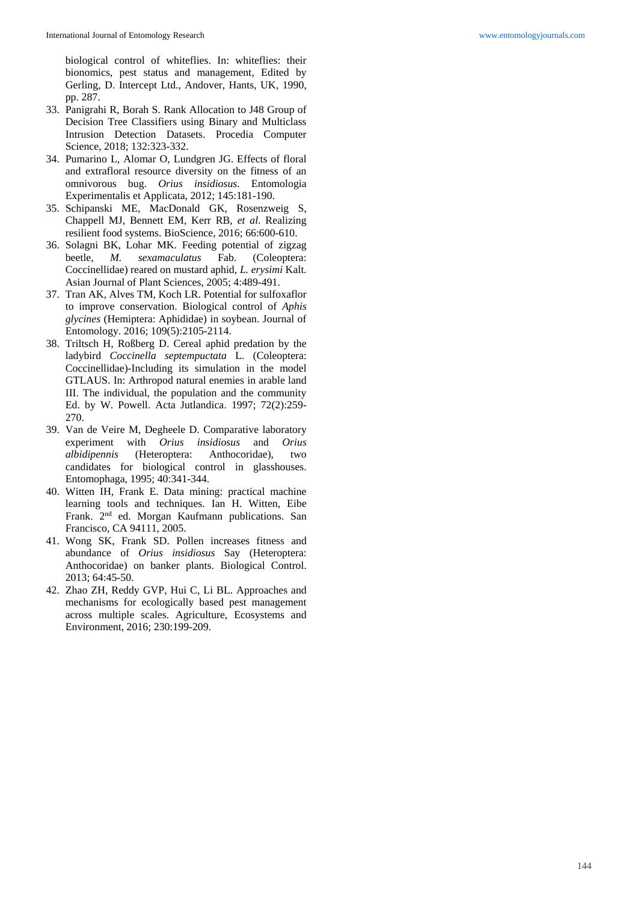biological control of whiteflies. In: whiteflies: their bionomics, pest status and management, Edited by Gerling, D. Intercept Ltd., Andover, Hants, UK, 1990, pp. 287.

33. Panigrahi R, Borah S. Rank Allocation to J48 Group of Decision Tree Classifiers using Binary and Multiclass Intrusion Detection Datasets. Procedia Computer Science, 2018; 132:323-332.
34. Pumarino L, Alomar O, Lundgren JG. Effects of floral and extrafloral resource diversity on the fitness of an omnivorous bug. *Orius insidiosus*. Entomologia Experimentalis et Applicata, 2012; 145:181-190.
35. Schipanski ME, MacDonald GK, Rosenzweig S, Chappell MJ, Bennett EM, Kerr RB, *et al*. Realizing resilient food systems. BioScience, 2016; 66:600-610.
36. Solagni BK, Lohar MK. Feeding potential of zigzag beetle, *M. sexamaculatus* Fab. (Coleoptera: Coccinellidae) reared on mustard aphid, *L. erysimi* Kalt. Asian Journal of Plant Sciences, 2005; 4:489-491.
37. Tran AK, Alves TM, Koch LR. Potential for sulfoxaflor to improve conservation. Biological control of *Aphis glycines* (Hemiptera: Aphididae) in soybean. Journal of Entomology. 2016; 109(5):2105-2114.
38. Triltsch H, Roßberg D. Cereal aphid predation by the ladybird *Coccinella septempuctata* L. (Coleoptera: Coccinellidae)-Including its simulation in the model GTLAUS. In: Arthropod natural enemies in arable land III. The individual, the population and the community Ed. by W. Powell. Acta Jutlandica. 1997; 72(2):259-270.
39. Van de Veire M, Degheele D. Comparative laboratory experiment with *Orius insidiosus* and *Orius albidipennis* (Heteroptera: Anthocoridae), two candidates for biological control in glasshouses. Entomophaga, 1995; 40:341-344.
40. Witten IH, Frank E. Data mining: practical machine learning tools and techniques. Ian H. Witten, Eibe Frank. 2nd ed. Morgan Kaufmann publications. San Francisco, CA 94111, 2005.
41. Wong SK, Frank SD. Pollen increases fitness and abundance of *Orius insidiosus* Say (Heteroptera: Anthocoridae) on banker plants. Biological Control. 2013; 64:45-50.
42. Zhao ZH, Reddy GVP, Hui C, Li BL. Approaches and mechanisms for ecologically based pest management across multiple scales. Agriculture, Ecosystems and Environment, 2016; 230:199-209.